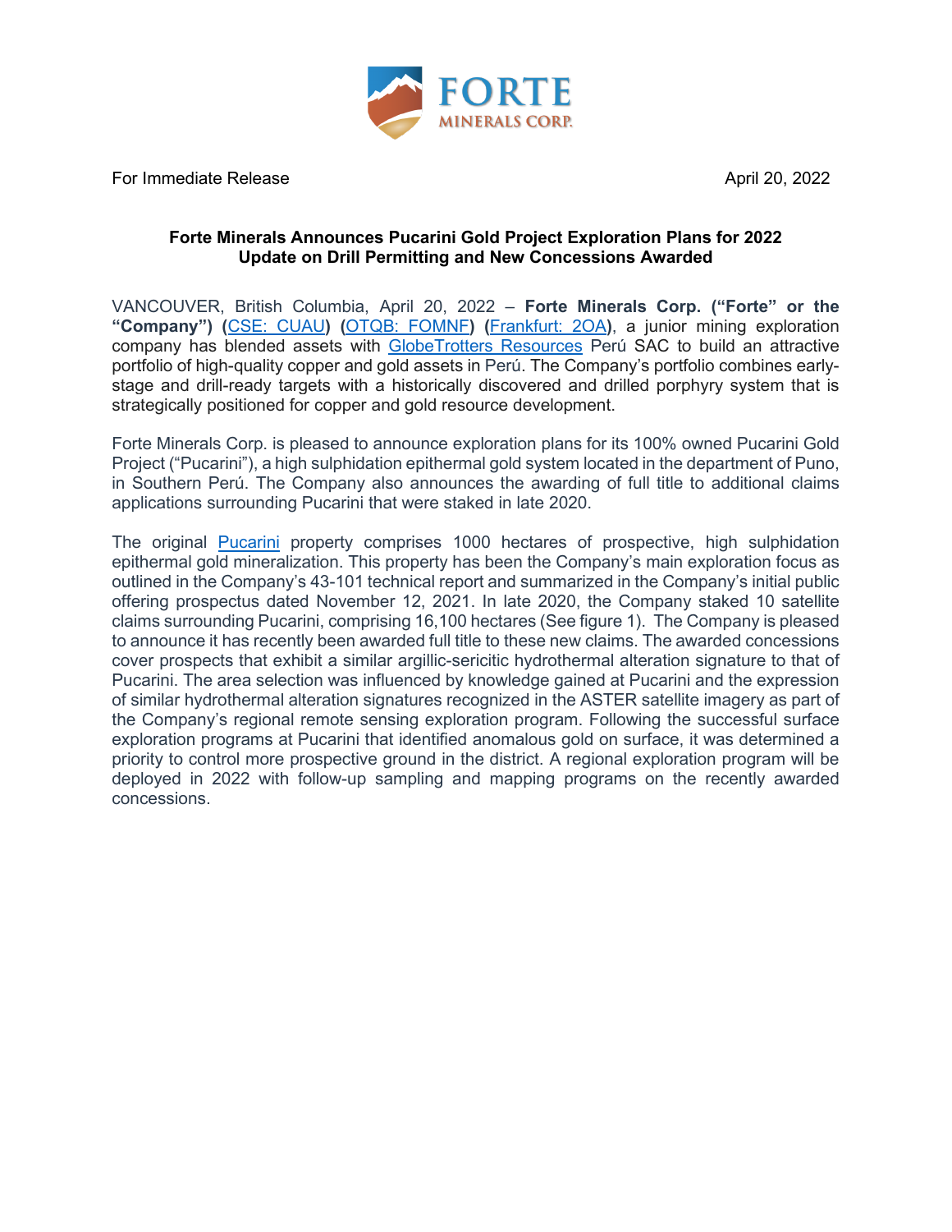For Immediate Release April 20, 2022

**Forte Minerals Announces Pucarini Gold Project Exploration Plans for 2022**
**Update on Drill Permitting and New Concessions Awarded**

VANCOUVER, British Columbia, April 20, 2022 – **Forte Minerals Corp. ("Forte" or the "Company") (CSE: CUAU) (OTQB: FOMNF) (Frankfurt: 2OA)**, a junior mining exploration company has blended assets with GlobeTrotters Resources Perú SAC to build an attractive portfolio of high-quality copper and gold assets in Perú. The Company's portfolio combines early-stage and drill-ready targets with a historically discovered and drilled porphyry system that is strategically positioned for copper and gold resource development.

Forte Minerals Corp. is pleased to announce exploration plans for its 100% owned Pucarini Gold Project ("Pucarini"), a high sulphidation epithermal gold system located in the department of Puno, in Southern Perú. The Company also announces the awarding of full title to additional claims applications surrounding Pucarini that were staked in late 2020.

The original Pucarini property comprises 1000 hectares of prospective, high sulphidation epithermal gold mineralization. This property has been the Company's main exploration focus as outlined in the Company's 43-101 technical report and summarized in the Company's initial public offering prospectus dated November 12, 2021. In late 2020, the Company staked 10 satellite claims surrounding Pucarini, comprising 16,100 hectares (See figure 1). The Company is pleased to announce it has recently been awarded full title to these new claims. The awarded concessions cover prospects that exhibit a similar argillic-sericitic hydrothermal alteration signature to that of Pucarini. The area selection was influenced by knowledge gained at Pucarini and the expression of similar hydrothermal alteration signatures recognized in the ASTER satellite imagery as part of the Company's regional remote sensing exploration program. Following the successful surface exploration programs at Pucarini that identified anomalous gold on surface, it was determined a priority to control more prospective ground in the district. A regional exploration program will be deployed in 2022 with follow-up sampling and mapping programs on the recently awarded concessions.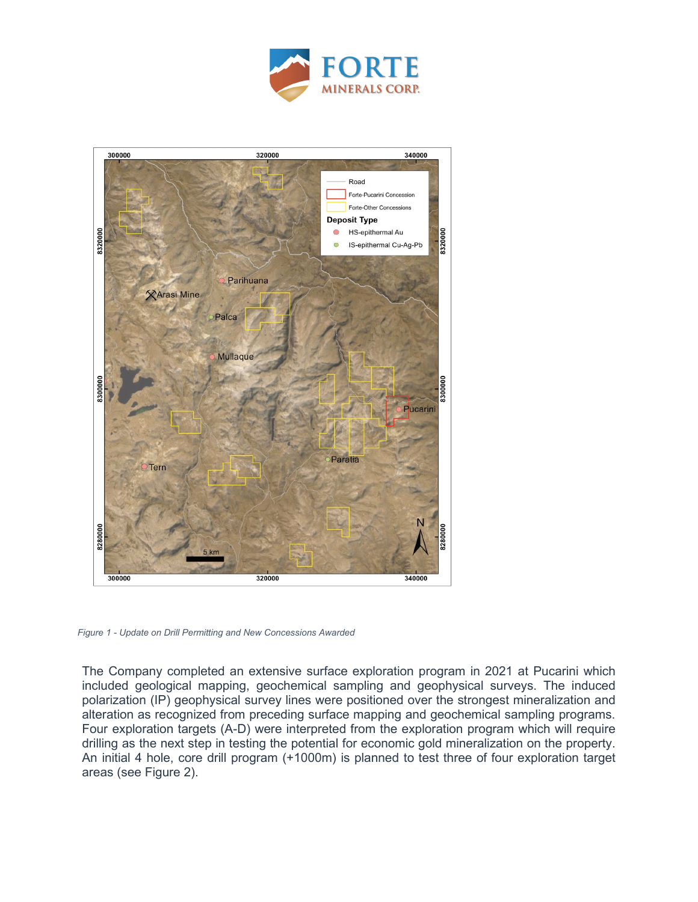*Figure 1 - Update on Drill Permitting and New Concessions Awarded*

The Company completed an extensive surface exploration program in 2021 at Pucarini which included geological mapping, geochemical sampling and geophysical surveys. The induced polarization (IP) geophysical survey lines were positioned over the strongest mineralization and alteration as recognized from preceding surface mapping and geochemical sampling programs. Four exploration targets (A-D) were interpreted from the exploration program which will require drilling as the next step in testing the potential for economic gold mineralization on the property. An initial 4 hole, core drill program (+1000m) is planned to test three of four exploration target areas (see Figure 2).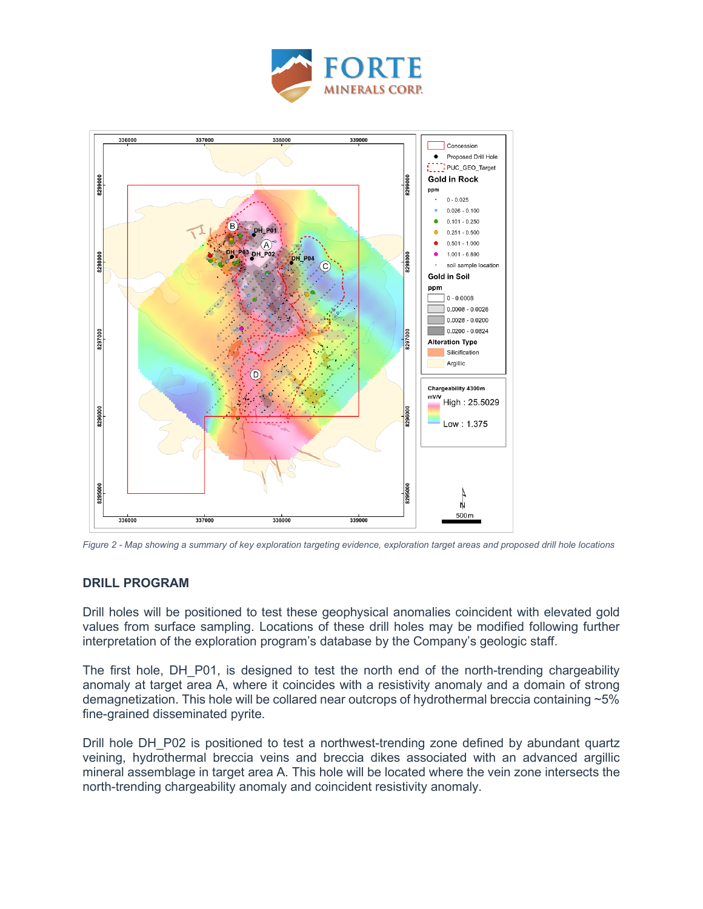*Figure 2 - Map showing a summary of key exploration targeting evidence, exploration target areas and proposed drill hole locations*

## DRILL PROGRAM

Drill holes will be positioned to test these geophysical anomalies coincident with elevated gold values from surface sampling. Locations of these drill holes may be modified following further interpretation of the exploration program's database by the Company's geologic staff.

The first hole, DH_P01, is designed to test the north end of the north-trending chargeability anomaly at target area A, where it coincides with a resistivity anomaly and a domain of strong demagnetization. This hole will be collared near outcrops of hydrothermal breccia containing ~5% fine-grained disseminated pyrite.

Drill hole DH_P02 is positioned to test a northwest-trending zone defined by abundant quartz veining, hydrothermal breccia veins and breccia dikes associated with an advanced argillic mineral assemblage in target area A. This hole will be located where the vein zone intersects the north-trending chargeability anomaly and coincident resistivity anomaly.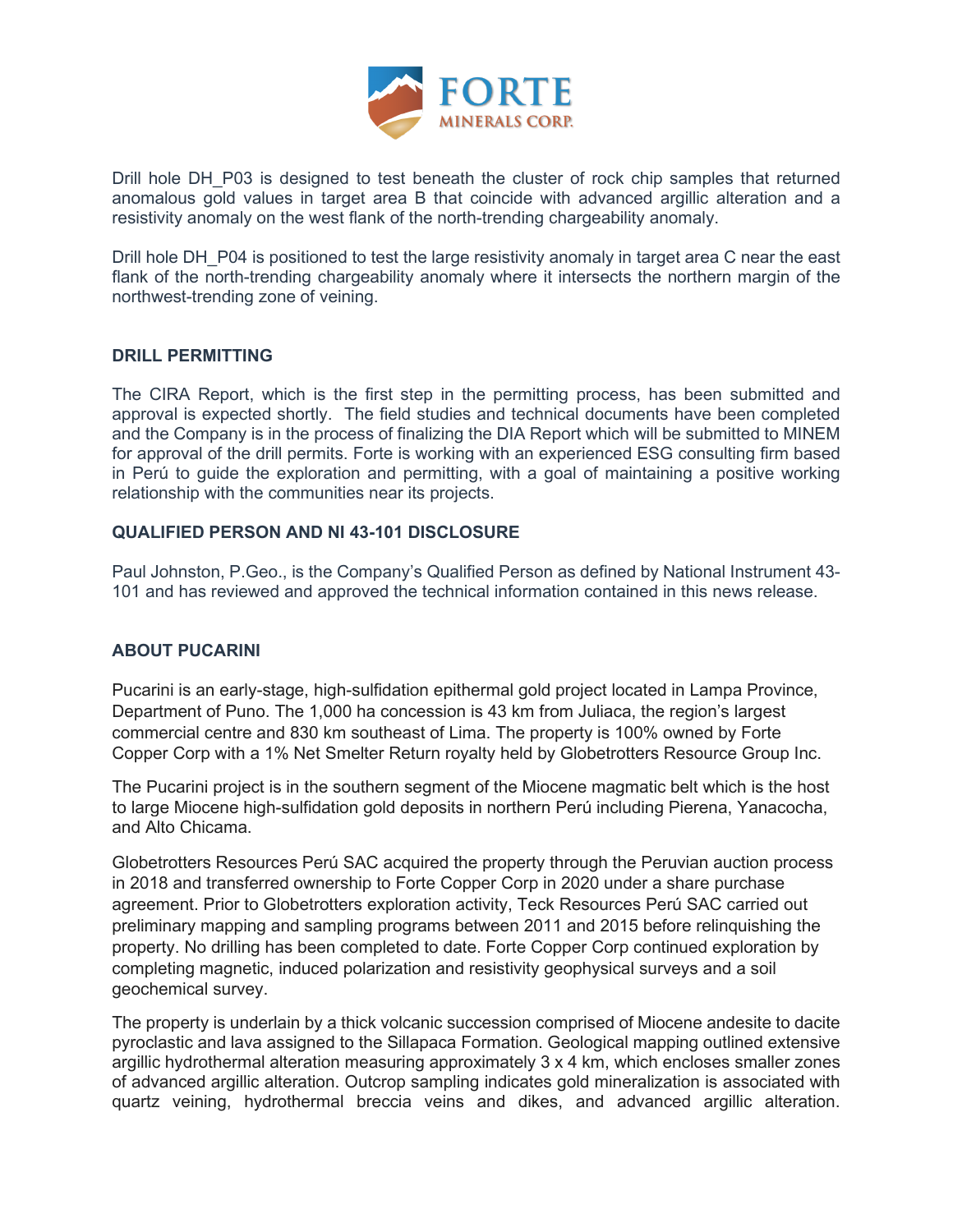Drill hole DH_P03 is designed to test beneath the cluster of rock chip samples that returned anomalous gold values in target area B that coincide with advanced argillic alteration and a resistivity anomaly on the west flank of the north-trending chargeability anomaly.

Drill hole DH_P04 is positioned to test the large resistivity anomaly in target area C near the east flank of the north-trending chargeability anomaly where it intersects the northern margin of the northwest-trending zone of veining.

## DRILL PERMITTING

The CIRA Report, which is the first step in the permitting process, has been submitted and approval is expected shortly. The field studies and technical documents have been completed and the Company is in the process of finalizing the DIA Report which will be submitted to MINEM for approval of the drill permits. Forte is working with an experienced ESG consulting firm based in Perú to guide the exploration and permitting, with a goal of maintaining a positive working relationship with the communities near its projects.

## QUALIFIED PERSON AND NI 43-101 DISCLOSURE

Paul Johnston, P.Geo., is the Company's Qualified Person as defined by National Instrument 43-101 and has reviewed and approved the technical information contained in this news release.

## ABOUT PUCARINI

Pucarini is an early-stage, high-sulfidation epithermal gold project located in Lampa Province, Department of Puno. The 1,000 ha concession is 43 km from Juliaca, the region's largest commercial centre and 830 km southeast of Lima. The property is 100% owned by Forte Copper Corp with a 1% Net Smelter Return royalty held by Globetrotters Resource Group Inc.

The Pucarini project is in the southern segment of the Miocene magmatic belt which is the host to large Miocene high-sulfidation gold deposits in northern Perú including Pierena, Yanacocha, and Alto Chicama.

Globetrotters Resources Perú SAC acquired the property through the Peruvian auction process in 2018 and transferred ownership to Forte Copper Corp in 2020 under a share purchase agreement. Prior to Globetrotters exploration activity, Teck Resources Perú SAC carried out preliminary mapping and sampling programs between 2011 and 2015 before relinquishing the property. No drilling has been completed to date. Forte Copper Corp continued exploration by completing magnetic, induced polarization and resistivity geophysical surveys and a soil geochemical survey.

The property is underlain by a thick volcanic succession comprised of Miocene andesite to dacite pyroclastic and lava assigned to the Sillapaca Formation. Geological mapping outlined extensive argillic hydrothermal alteration measuring approximately 3 x 4 km, which encloses smaller zones of advanced argillic alteration. Outcrop sampling indicates gold mineralization is associated with quartz veining, hydrothermal breccia veins and dikes, and advanced argillic alteration.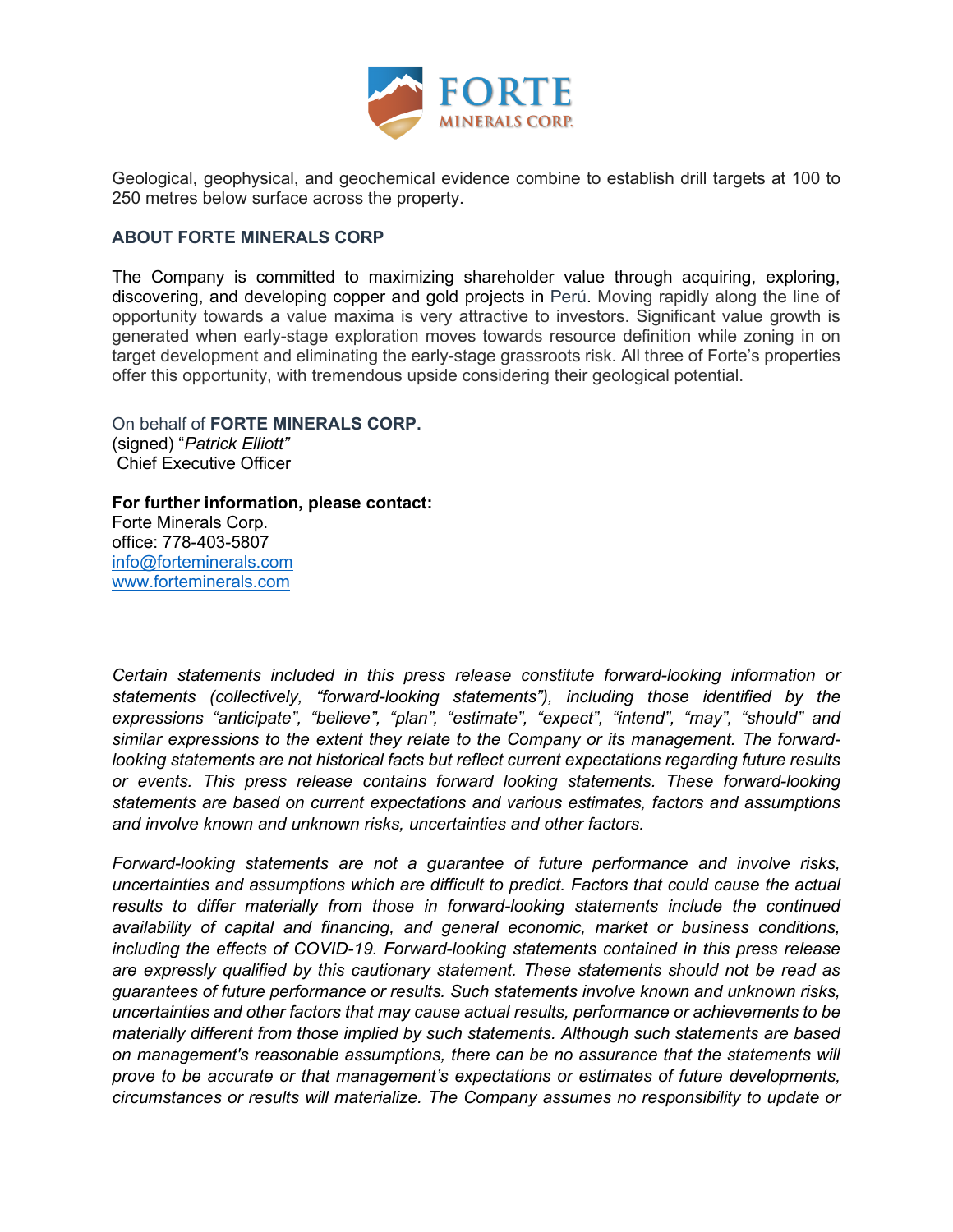Geological, geophysical, and geochemical evidence combine to establish drill targets at 100 to 250 metres below surface across the property.

**ABOUT FORTE MINERALS CORP**

The Company is committed to maximizing shareholder value through acquiring, exploring, discovering, and developing copper and gold projects in Perú. Moving rapidly along the line of opportunity towards a value maxima is very attractive to investors. Significant value growth is generated when early-stage exploration moves towards resource definition while zoning in on target development and eliminating the early-stage grassroots risk. All three of Forte's properties offer this opportunity, with tremendous upside considering their geological potential.

On behalf of **FORTE MINERALS CORP.**
(signed) "*Patrick Elliott"*
Chief Executive Officer

**For further information, please contact:**
Forte Minerals Corp.
office: 778-403-5807
info@forteminerals.com
www.forteminerals.com

*Certain statements included in this press release constitute forward-looking information or statements (collectively, "forward-looking statements"), including those identified by the expressions "anticipate", "believe", "plan", "estimate", "expect", "intend", "may", "should" and similar expressions to the extent they relate to the Company or its management. The forward-looking statements are not historical facts but reflect current expectations regarding future results or events. This press release contains forward looking statements. These forward-looking statements are based on current expectations and various estimates, factors and assumptions and involve known and unknown risks, uncertainties and other factors.*

*Forward-looking statements are not a guarantee of future performance and involve risks, uncertainties and assumptions which are difficult to predict. Factors that could cause the actual results to differ materially from those in forward-looking statements include the continued availability of capital and financing, and general economic, market or business conditions, including the effects of COVID-19. Forward-looking statements contained in this press release are expressly qualified by this cautionary statement. These statements should not be read as guarantees of future performance or results. Such statements involve known and unknown risks, uncertainties and other factors that may cause actual results, performance or achievements to be materially different from those implied by such statements. Although such statements are based on management's reasonable assumptions, there can be no assurance that the statements will prove to be accurate or that management's expectations or estimates of future developments, circumstances or results will materialize. The Company assumes no responsibility to update or*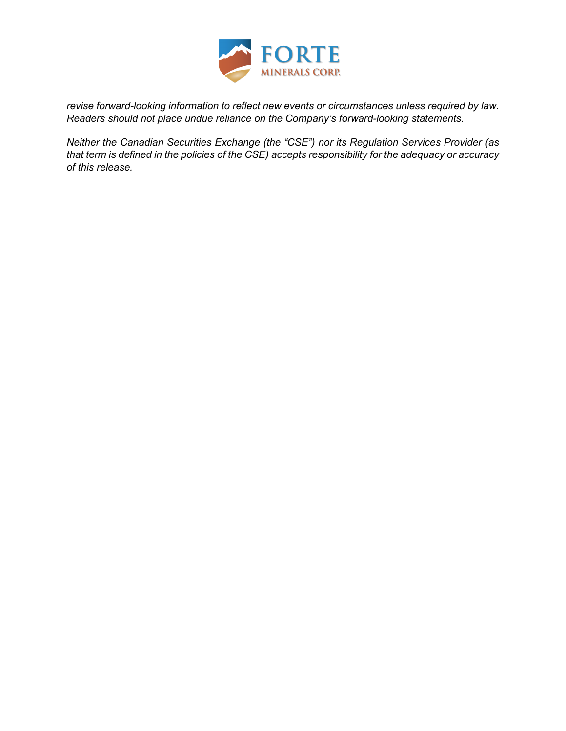*revise forward-looking information to reflect new events or circumstances unless required by law. Readers should not place undue reliance on the Company's forward-looking statements.*

*Neither the Canadian Securities Exchange (the "CSE") nor its Regulation Services Provider (as that term is defined in the policies of the CSE) accepts responsibility for the adequacy or accuracy of this release.*